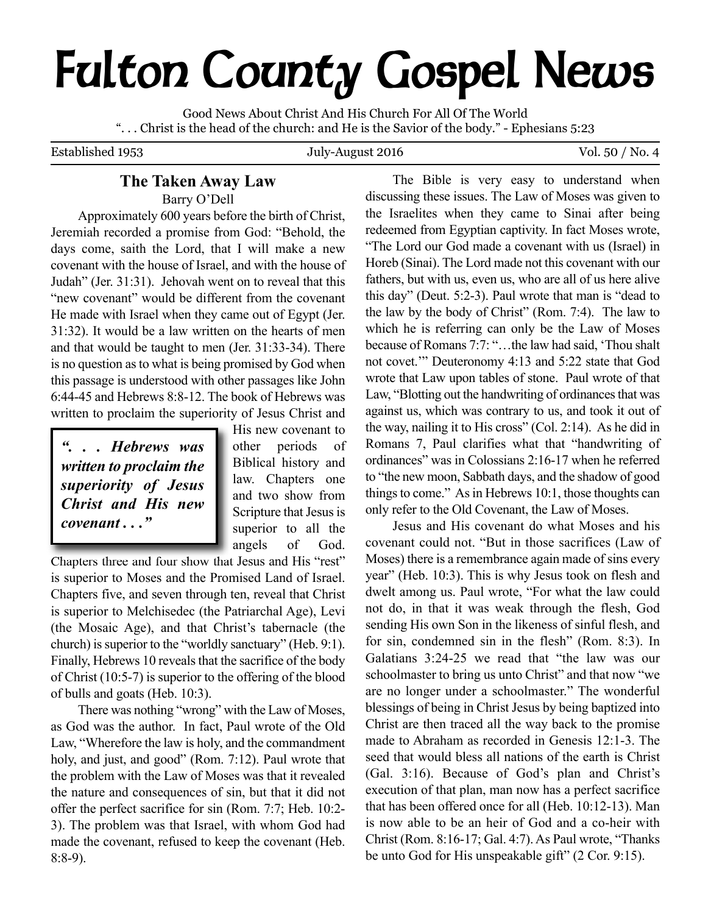# Fulton County Gospel News

Good News About Christ And His Church For All Of The World
". . . Christ is the head of the church: and He is the Savior of the body." - Ephesians 5:23

Established 1953 | July-August 2016 | Vol. 50 / No. 4

## The Taken Away Law

Barry O'Dell

Approximately 600 years before the birth of Christ, Jeremiah recorded a promise from God: "Behold, the days come, saith the Lord, that I will make a new covenant with the house of Israel, and with the house of Judah" (Jer. 31:31). Jehovah went on to reveal that this "new covenant" would be different from the covenant He made with Israel when they came out of Egypt (Jer. 31:32). It would be a law written on the hearts of men and that would be taught to men (Jer. 31:33-34). There is no question as to what is being promised by God when this passage is understood with other passages like John 6:44-45 and Hebrews 8:8-12. The book of Hebrews was written to proclaim the superiority of Jesus Christ and His new covenant to other periods of Biblical history and law. Chapters one and two show from Scripture that Jesus is superior to all the angels of God. Chapters three and four show that Jesus and His "rest" is superior to Moses and the Promised Land of Israel. Chapters five, and seven through ten, reveal that Christ is superior to Melchisedec (the Patriarchal Age), Levi (the Mosaic Age), and that Christ's tabernacle (the church) is superior to the "worldly sanctuary" (Heb. 9:1). Finally, Hebrews 10 reveals that the sacrifice of the body of Christ (10:5-7) is superior to the offering of the blood of bulls and goats (Heb. 10:3).

> ***". . . Hebrews was written to proclaim the superiority of Jesus Christ and His new covenant . . ."***

There was nothing "wrong" with the Law of Moses, as God was the author. In fact, Paul wrote of the Old Law, "Wherefore the law is holy, and the commandment holy, and just, and good" (Rom. 7:12). Paul wrote that the problem with the Law of Moses was that it revealed the nature and consequences of sin, but that it did not offer the perfect sacrifice for sin (Rom. 7:7; Heb. 10:2-3). The problem was that Israel, with whom God had made the covenant, refused to keep the covenant (Heb. 8:8-9).

The Bible is very easy to understand when discussing these issues. The Law of Moses was given to the Israelites when they came to Sinai after being redeemed from Egyptian captivity. In fact Moses wrote, "The Lord our God made a covenant with us (Israel) in Horeb (Sinai). The Lord made not this covenant with our fathers, but with us, even us, who are all of us here alive this day" (Deut. 5:2-3). Paul wrote that man is "dead to the law by the body of Christ" (Rom. 7:4). The law to which he is referring can only be the Law of Moses because of Romans 7:7: "…the law had said, 'Thou shalt not covet.'" Deuteronomy 4:13 and 5:22 state that God wrote that Law upon tables of stone. Paul wrote of that Law, "Blotting out the handwriting of ordinances that was against us, which was contrary to us, and took it out of the way, nailing it to His cross" (Col. 2:14). As he did in Romans 7, Paul clarifies what that "handwriting of ordinances" was in Colossians 2:16-17 when he referred to "the new moon, Sabbath days, and the shadow of good things to come." As in Hebrews 10:1, those thoughts can only refer to the Old Covenant, the Law of Moses.

Jesus and His covenant do what Moses and his covenant could not. "But in those sacrifices (Law of Moses) there is a remembrance again made of sins every year" (Heb. 10:3). This is why Jesus took on flesh and dwelt among us. Paul wrote, "For what the law could not do, in that it was weak through the flesh, God sending His own Son in the likeness of sinful flesh, and for sin, condemned sin in the flesh" (Rom. 8:3). In Galatians 3:24-25 we read that "the law was our schoolmaster to bring us unto Christ" and that now "we are no longer under a schoolmaster." The wonderful blessings of being in Christ Jesus by being baptized into Christ are then traced all the way back to the promise made to Abraham as recorded in Genesis 12:1-3. The seed that would bless all nations of the earth is Christ (Gal. 3:16). Because of God's plan and Christ's execution of that plan, man now has a perfect sacrifice that has been offered once for all (Heb. 10:12-13). Man is now able to be an heir of God and a co-heir with Christ (Rom. 8:16-17; Gal. 4:7). As Paul wrote, "Thanks be unto God for His unspeakable gift" (2 Cor. 9:15).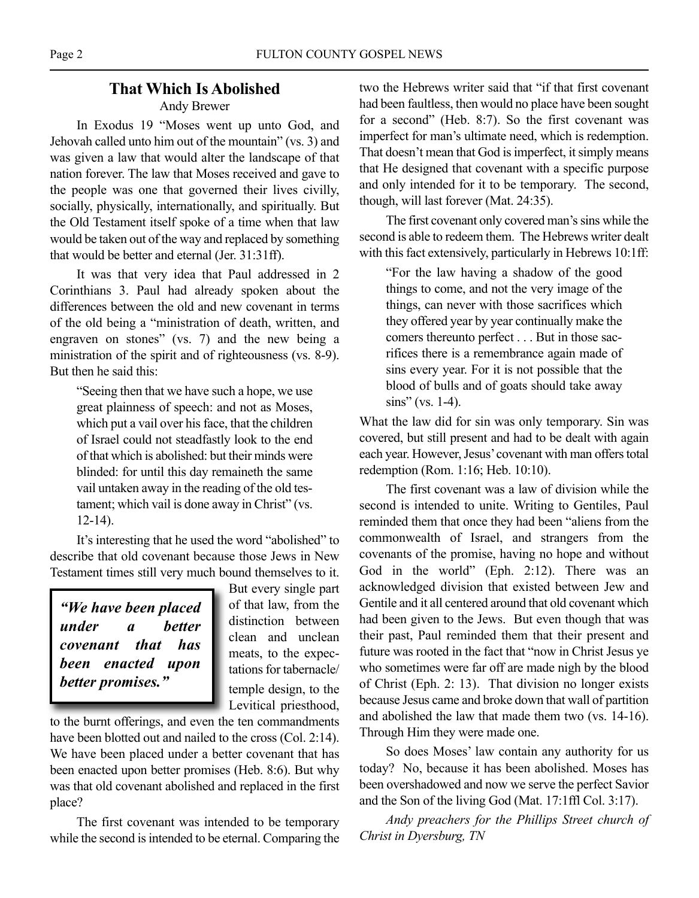## That Which Is Abolished

Andy Brewer

In Exodus 19 "Moses went up unto God, and Jehovah called unto him out of the mountain" (vs. 3) and was given a law that would alter the landscape of that nation forever. The law that Moses received and gave to the people was one that governed their lives civilly, socially, physically, internationally, and spiritually. But the Old Testament itself spoke of a time when that law would be taken out of the way and replaced by something that would be better and eternal (Jer. 31:31ff).

It was that very idea that Paul addressed in 2 Corinthians 3. Paul had already spoken about the differences between the old and new covenant in terms of the old being a "ministration of death, written, and engraven on stones" (vs. 7) and the new being a ministration of the spirit and of righteousness (vs. 8-9). But then he said this:

> "Seeing then that we have such a hope, we use great plainness of speech: and not as Moses, which put a vail over his face, that the children of Israel could not steadfastly look to the end of that which is abolished: but their minds were blinded: for until this day remaineth the same vail untaken away in the reading of the old testament; which vail is done away in Christ" (vs. 12-14).

It's interesting that he used the word "abolished" to describe that old covenant because those Jews in New Testament times still very much bound themselves to it. But every single part of that law, from the distinction between clean and unclean meats, to the expectations for tabernacle/temple design, to the Levitical priesthood, to the burnt offerings, and even the ten commandments have been blotted out and nailed to the cross (Col. 2:14). We have been placed under a better covenant that has been enacted upon better promises (Heb. 8:6). But why was that old covenant abolished and replaced in the first place?

> ***"We have been placed under a better covenant that has been enacted upon better promises."***

The first covenant was intended to be temporary while the second is intended to be eternal. Comparing the two the Hebrews writer said that "if that first covenant had been faultless, then would no place have been sought for a second" (Heb. 8:7). So the first covenant was imperfect for man's ultimate need, which is redemption. That doesn't mean that God is imperfect, it simply means that He designed that covenant with a specific purpose and only intended for it to be temporary. The second, though, will last forever (Mat. 24:35).

The first covenant only covered man's sins while the second is able to redeem them. The Hebrews writer dealt with this fact extensively, particularly in Hebrews 10:1ff:

> "For the law having a shadow of the good things to come, and not the very image of the things, can never with those sacrifices which they offered year by year continually make the comers thereunto perfect . . . But in those sacrifices there is a remembrance again made of sins every year. For it is not possible that the blood of bulls and of goats should take away sins" (vs. 1-4).

What the law did for sin was only temporary. Sin was covered, but still present and had to be dealt with again each year. However, Jesus' covenant with man offers total redemption (Rom. 1:16; Heb. 10:10).

The first covenant was a law of division while the second is intended to unite. Writing to Gentiles, Paul reminded them that once they had been "aliens from the commonwealth of Israel, and strangers from the covenants of the promise, having no hope and without God in the world" (Eph. 2:12). There was an acknowledged division that existed between Jew and Gentile and it all centered around that old covenant which had been given to the Jews. But even though that was their past, Paul reminded them that their present and future was rooted in the fact that "now in Christ Jesus ye who sometimes were far off are made nigh by the blood of Christ (Eph. 2: 13). That division no longer exists because Jesus came and broke down that wall of partition and abolished the law that made them two (vs. 14-16). Through Him they were made one.

So does Moses' law contain any authority for us today? No, because it has been abolished. Moses has been overshadowed and now we serve the perfect Savior and the Son of the living God (Mat. 17:1ffl Col. 3:17).

*Andy preachers for the Phillips Street church of Christ in Dyersburg, TN*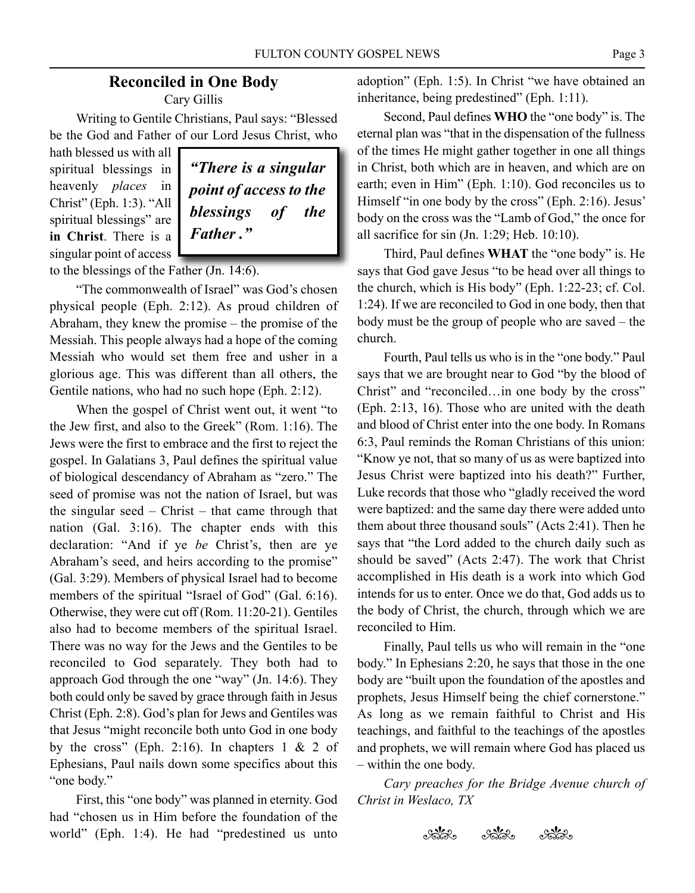## Reconciled in One Body

Cary Gillis

Writing to Gentile Christians, Paul says: "Blessed be the God and Father of our Lord Jesus Christ, who hath blessed us with all spiritual blessings in heavenly *places* in Christ" (Eph. 1:3). "All spiritual blessings" are **in Christ**. There is a singular point of access to the blessings of the Father (Jn. 14:6).

> ***"There is a singular point of access to the blessings of the Father."***

"The commonwealth of Israel" was God's chosen physical people (Eph. 2:12). As proud children of Abraham, they knew the promise – the promise of the Messiah. This people always had a hope of the coming Messiah who would set them free and usher in a glorious age. This was different than all others, the Gentile nations, who had no such hope (Eph. 2:12).

When the gospel of Christ went out, it went "to the Jew first, and also to the Greek" (Rom. 1:16). The Jews were the first to embrace and the first to reject the gospel. In Galatians 3, Paul defines the spiritual value of biological descendancy of Abraham as "zero." The seed of promise was not the nation of Israel, but was the singular seed – Christ – that came through that nation (Gal. 3:16). The chapter ends with this declaration: "And if ye *be* Christ's, then are ye Abraham's seed, and heirs according to the promise" (Gal. 3:29). Members of physical Israel had to become members of the spiritual "Israel of God" (Gal. 6:16). Otherwise, they were cut off (Rom. 11:20-21). Gentiles also had to become members of the spiritual Israel. There was no way for the Jews and the Gentiles to be reconciled to God separately. They both had to approach God through the one "way" (Jn. 14:6). They both could only be saved by grace through faith in Jesus Christ (Eph. 2:8). God's plan for Jews and Gentiles was that Jesus "might reconcile both unto God in one body by the cross" (Eph. 2:16). In chapters 1 & 2 of Ephesians, Paul nails down some specifics about this "one body."

First, this "one body" was planned in eternity. God had "chosen us in Him before the foundation of the world" (Eph. 1:4). He had "predestined us unto adoption" (Eph. 1:5). In Christ "we have obtained an inheritance, being predestined" (Eph. 1:11).

Second, Paul defines **WHO** the "one body" is. The eternal plan was "that in the dispensation of the fullness of the times He might gather together in one all things in Christ, both which are in heaven, and which are on earth; even in Him" (Eph. 1:10). God reconciles us to Himself "in one body by the cross" (Eph. 2:16). Jesus' body on the cross was the "Lamb of God," the once for all sacrifice for sin (Jn. 1:29; Heb. 10:10).

Third, Paul defines **WHAT** the "one body" is. He says that God gave Jesus "to be head over all things to the church, which is His body" (Eph. 1:22-23; cf. Col. 1:24). If we are reconciled to God in one body, then that body must be the group of people who are saved – the church.

Fourth, Paul tells us who is in the "one body." Paul says that we are brought near to God "by the blood of Christ" and "reconciled…in one body by the cross" (Eph. 2:13, 16). Those who are united with the death and blood of Christ enter into the one body. In Romans 6:3, Paul reminds the Roman Christians of this union: "Know ye not, that so many of us as were baptized into Jesus Christ were baptized into his death?" Further, Luke records that those who "gladly received the word were baptized: and the same day there were added unto them about three thousand souls" (Acts 2:41). Then he says that "the Lord added to the church daily such as should be saved" (Acts 2:47). The work that Christ accomplished in His death is a work into which God intends for us to enter. Once we do that, God adds us to the body of Christ, the church, through which we are reconciled to Him.

Finally, Paul tells us who will remain in the "one body." In Ephesians 2:20, he says that those in the one body are "built upon the foundation of the apostles and prophets, Jesus Himself being the chief cornerstone." As long as we remain faithful to Christ and His teachings, and faithful to the teachings of the apostles and prophets, we will remain where God has placed us – within the one body.

*Cary preaches for the Bridge Avenue church of Christ in Weslaco, TX*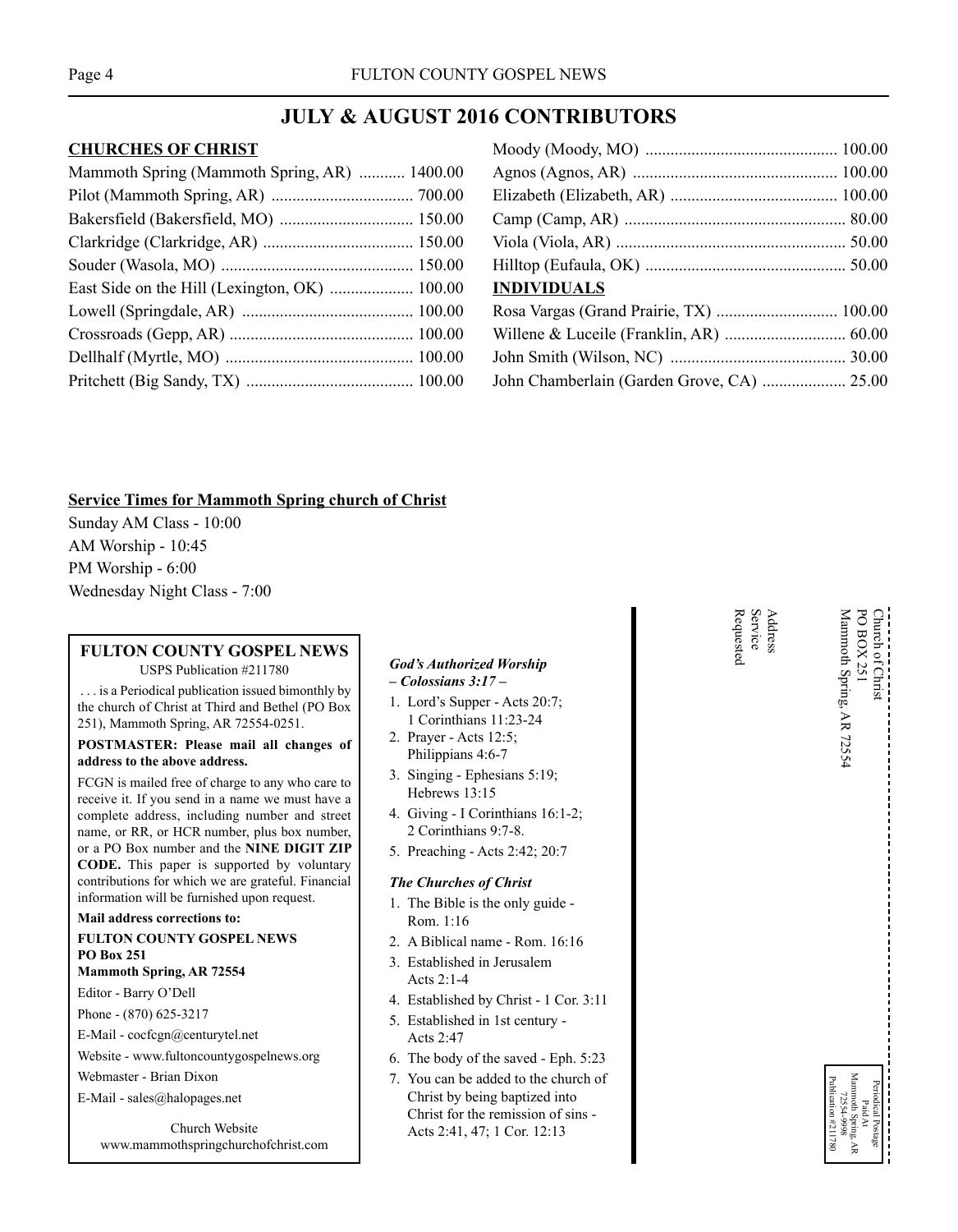## JULY & AUGUST 2016 CONTRIBUTORS

**CHURCHES OF CHRIST**

Mammoth Spring (Mammoth Spring, AR) ........... 1400.00
Pilot (Mammoth Spring, AR) .................................. 700.00
Bakersfield (Bakersfield, MO) ................................ 150.00
Clarkridge (Clarkridge, AR) .................................... 150.00
Souder (Wasola, MO) .............................................. 150.00
East Side on the Hill (Lexington, OK) .................... 100.00
Lowell (Springdale, AR) ......................................... 100.00
Crossroads (Gepp, AR) ............................................ 100.00
Dellhalf (Myrtle, MO) ............................................. 100.00
Pritchett (Big Sandy, TX) ........................................ 100.00
Moody (Moody, MO) .............................................. 100.00
Agnos (Agnos, AR) ................................................. 100.00
Elizabeth (Elizabeth, AR) ........................................ 100.00
Camp (Camp, AR) ..................................................... 80.00
Viola (Viola, AR) ....................................................... 50.00
Hilltop (Eufaula, OK) ................................................ 50.00

**INDIVIDUALS**

Rosa Vargas (Grand Prairie, TX) ............................. 100.00
Willene & Luceile (Franklin, AR) ............................. 60.00
John Smith (Wilson, NC) .......................................... 30.00
John Chamberlain (Garden Grove, CA) .................... 25.00

**Service Times for Mammoth Spring church of Christ**

Sunday AM Class - 10:00
AM Worship - 10:45
PM Worship - 6:00
Wednesday Night Class - 7:00

### FULTON COUNTY GOSPEL NEWS

USPS Publication #211780

. . . is a Periodical publication issued bimonthly by the church of Christ at Third and Bethel (PO Box 251), Mammoth Spring, AR 72554-0251.

**POSTMASTER: Please mail all changes of address to the above address.**

FCGN is mailed free of charge to any who care to receive it. If you send in a name we must have a complete address, including number and street name, or RR, or HCR number, plus box number, or a PO Box number and the **NINE DIGIT ZIP CODE.** This paper is supported by voluntary contributions for which we are grateful. Financial information will be furnished upon request.

**Mail address corrections to:**

**FULTON COUNTY GOSPEL NEWS**
**PO Box 251**
**Mammoth Spring, AR 72554**

Editor - Barry O'Dell

Phone - (870) 625-3217

E-Mail - cocfcgn@centurytel.net

Website - www.fultoncountygospelnews.org

Webmaster - Brian Dixon

E-Mail - sales@halopages.net

Church Website
www.mammothspringchurchofchrist.com

***God's Authorized Worship***
***– Colossians 3:17 –***

1. Lord's Supper - Acts 20:7; 1 Corinthians 11:23-24
2. Prayer - Acts 12:5; Philippians 4:6-7
3. Singing - Ephesians 5:19; Hebrews 13:15
4. Giving - I Corinthians 16:1-2; 2 Corinthians 9:7-8.
5. Preaching - Acts 2:42; 20:7

***The Churches of Christ***

1. The Bible is the only guide - Rom. 1:16
2. A Biblical name - Rom. 16:16
3. Established in Jerusalem Acts 2:1-4
4. Established by Christ - 1 Cor. 3:11
5. Established in 1st century - Acts 2:47
6. The body of the saved - Eph. 5:23
7. You can be added to the church of Christ by being baptized into Christ for the remission of sins - Acts 2:41, 47; 1 Cor. 12:13

Church of Christ
PO BOX 251
Mammoth Spring, AR 72554

Address
Service
Requested

Periodical Postage
Paid At
Mammoth Spring, AR
72554-9998
Publication #211780